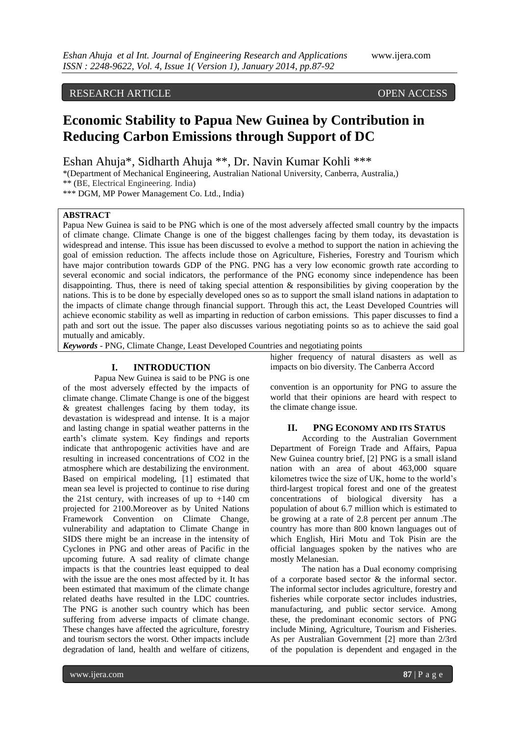RESEARCH ARTICLE OPEN ACCESS

# Economic Stability to Papua New Guinea by Contribution in Reducing Carbon Emissions through Support of DC

Eshan Ahuja*, Sidharth Ahuja **, Dr. Navin Kumar Kohli ***

*(Department of Mechanical Engineering, Australian National University, Canberra, Australia,)
** (BE, Electrical Engineering. India)
*** DGM, MP Power Management Co. Ltd., India)

**ABSTRACT**

Papua New Guinea is said to be PNG which is one of the most adversely affected small country by the impacts of climate change. Climate Change is one of the biggest challenges facing by them today, its devastation is widespread and intense. This issue has been discussed to evolve a method to support the nation in achieving the goal of emission reduction. The affects include those on Agriculture, Fisheries, Forestry and Tourism which have major contribution towards GDP of the PNG. PNG has a very low economic growth rate according to several economic and social indicators, the performance of the PNG economy since independence has been disappointing. Thus, there is need of taking special attention & responsibilities by giving cooperation by the nations. This is to be done by especially developed ones so as to support the small island nations in adaptation to the impacts of climate change through financial support. Through this act, the Least Developed Countries will achieve economic stability as well as imparting in reduction of carbon emissions. This paper discusses to find a path and sort out the issue. The paper also discusses various negotiating points so as to achieve the said goal mutually and amicably.

***Keywords*** - PNG, Climate Change, Least Developed Countries and negotiating points

## I. INTRODUCTION

Papua New Guinea is said to be PNG is one of the most adversely effected by the impacts of climate change. Climate Change is one of the biggest & greatest challenges facing by them today, its devastation is widespread and intense. It is a major and lasting change in spatial weather patterns in the earth's climate system. Key findings and reports indicate that anthropogenic activities have and are resulting in increased concentrations of $CO_2$ in the atmosphere which are destabilizing the environment. Based on empirical modeling, [1] estimated that mean sea level is projected to continue to rise during the 21st century, with increases of up to +140 cm projected for 2100.Moreover as by United Nations Framework Convention on Climate Change, vulnerability and adaptation to Climate Change in SIDS there might be an increase in the intensity of Cyclones in PNG and other areas of Pacific in the upcoming future. A sad reality of climate change impacts is that the countries least equipped to deal with the issue are the ones most affected by it. It has been estimated that maximum of the climate change related deaths have resulted in the LDC countries. The PNG is another such country which has been suffering from adverse impacts of climate change. These changes have affected the agriculture, forestry and tourism sectors the worst. Other impacts include degradation of land, health and welfare of citizens, higher frequency of natural disasters as well as impacts on bio diversity. The Canberra Accord convention is an opportunity for PNG to assure the world that their opinions are heard with respect to the climate change issue.

## II. PNG ECONOMY AND ITS STATUS

According to the Australian Government Department of Foreign Trade and Affairs, Papua New Guinea country brief, [2] PNG is a small island nation with an area of about 463,000 square kilometres twice the size of UK, home to the world's third-largest tropical forest and one of the greatest concentrations of biological diversity has a population of about 6.7 million which is estimated to be growing at a rate of 2.8 percent per annum .The country has more than 800 known languages out of which English, Hiri Motu and Tok Pisin are the official languages spoken by the natives who are mostly Melanesian.

The nation has a Dual economy comprising of a corporate based sector & the informal sector. The informal sector includes agriculture, forestry and fisheries while corporate sector includes industries, manufacturing, and public sector service. Among these, the predominant economic sectors of PNG include Mining, Agriculture, Tourism and Fisheries. As per Australian Government [2] more than 2/3rd of the population is dependent and engaged in the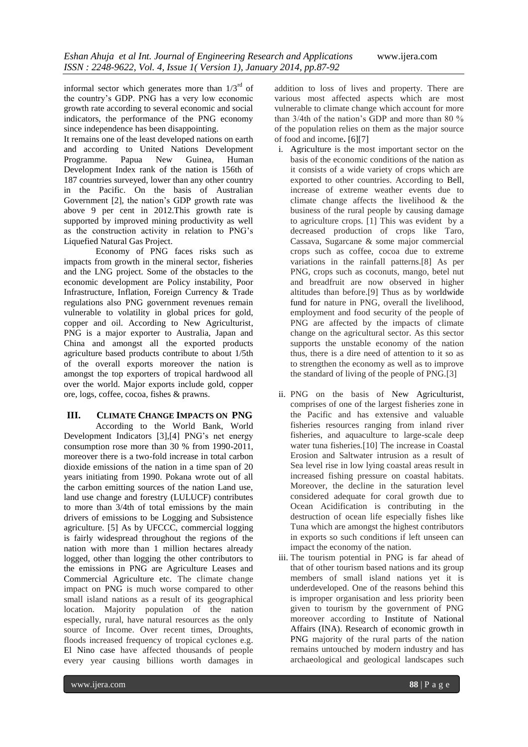informal sector which generates more than $1/3^{rd}$ of the country's GDP. PNG has a very low economic growth rate according to several economic and social indicators, the performance of the PNG economy since independence has been disappointing.

It remains one of the least developed nations on earth and according to United Nations Development Programme. Papua New Guinea, Human Development Index rank of the nation is 156th of 187 countries surveyed, lower than any other country in the Pacific. On the basis of Australian Government [2], the nation's GDP growth rate was above 9 per cent in 2012.This growth rate is supported by improved mining productivity as well as the construction activity in relation to PNG's Liquefied Natural Gas Project.

Economy of PNG faces risks such as impacts from growth in the mineral sector, fisheries and the LNG project. Some of the obstacles to the economic development are Policy instability, Poor Infrastructure, Inflation, Foreign Currency & Trade regulations also PNG government revenues remain vulnerable to volatility in global prices for gold, copper and oil. According to New Agriculturist, PNG is a major exporter to Australia, Japan and China and amongst all the exported products agriculture based products contribute to about 1/5th of the overall exports moreover the nation is amongst the top exporters of tropical hardwood all over the world. Major exports include gold, copper ore, logs, coffee, cocoa, fishes & prawns.

## III. CLIMATE CHANGE IMPACTS ON PNG

According to the World Bank, World Development Indicators [3],[4] PNG's net energy consumption rose more than 30 % from 1990-2011, moreover there is a two-fold increase in total carbon dioxide emissions of the nation in a time span of 20 years initiating from 1990. Pokana wrote out of all the carbon emitting sources of the nation Land use, land use change and forestry (LULUCF) contributes to more than 3/4th of total emissions by the main drivers of emissions to be Logging and Subsistence agriculture. [5] As by UFCCC, commercial logging is fairly widespread throughout the regions of the nation with more than 1 million hectares already logged, other than logging the other contributors to the emissions in PNG are Agriculture Leases and Commercial Agriculture etc. The climate change impact on PNG is much worse compared to other small island nations as a result of its geographical location. Majority population of the nation especially, rural, have natural resources as the only source of Income. Over recent times, Droughts, floods increased frequency of tropical cyclones e.g. El Nino case have affected thousands of people every year causing billions worth damages in addition to loss of lives and property. There are various most affected aspects which are most vulnerable to climate change which account for more than 3/4th of the nation's GDP and more than 80 % of the population relies on them as the major source of food and income**.** [6][7]

i. Agriculture is the most important sector on the basis of the economic conditions of the nation as it consists of a wide variety of crops which are exported to other countries. According to Bell, increase of extreme weather events due to climate change affects the livelihood & the business of the rural people by causing damage to agriculture crops. [1] This was evident by a decreased production of crops like Taro, Cassava, Sugarcane & some major commercial crops such as coffee, cocoa due to extreme variations in the rainfall patterns.[8] As per PNG, crops such as coconuts, mango, betel nut and breadfruit are now observed in higher altitudes than before.[9] Thus as by worldwide fund for nature in PNG, overall the livelihood, employment and food security of the people of PNG are affected by the impacts of climate change on the agricultural sector. As this sector supports the unstable economy of the nation thus, there is a dire need of attention to it so as to strengthen the economy as well as to improve the standard of living of the people of PNG.[3]

ii. PNG on the basis of New Agriculturist, comprises of one of the largest fisheries zone in the Pacific and has extensive and valuable fisheries resources ranging from inland river fisheries, and aquaculture to large-scale deep water tuna fisheries.[10] The increase in Coastal Erosion and Saltwater intrusion as a result of Sea level rise in low lying coastal areas result in increased fishing pressure on coastal habitats. Moreover, the decline in the saturation level considered adequate for coral growth due to Ocean Acidification is contributing in the destruction of ocean life especially fishes like Tuna which are amongst the highest contributors in exports so such conditions if left unseen can impact the economy of the nation.

iii. The tourism potential in PNG is far ahead of that of other tourism based nations and its group members of small island nations yet it is underdeveloped. One of the reasons behind this is improper organisation and less priority been given to tourism by the government of PNG moreover according to Institute of National Affairs (INA). Research of economic growth in PNG majority of the rural parts of the nation remains untouched by modern industry and has archaeological and geological landscapes such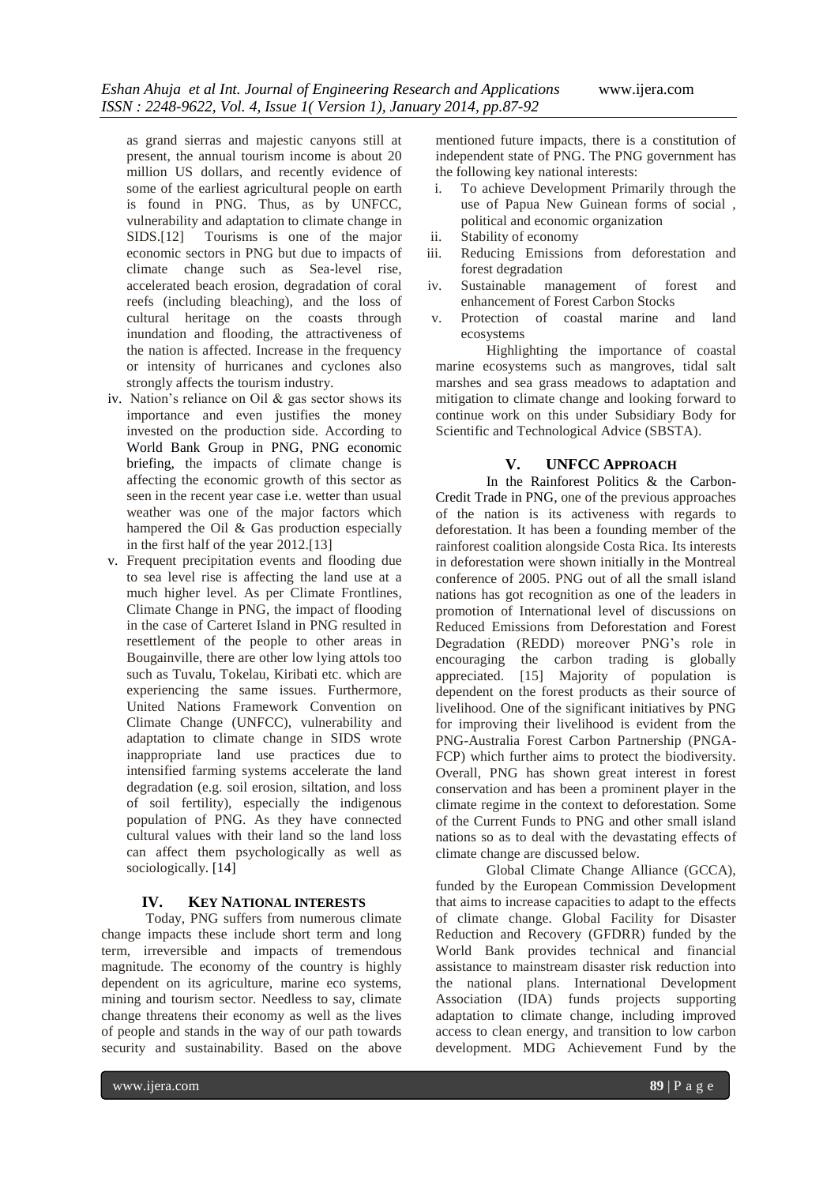as grand sierras and majestic canyons still at present, the annual tourism income is about 20 million US dollars, and recently evidence of some of the earliest agricultural people on earth is found in PNG. Thus, as by UNFCC, vulnerability and adaptation to climate change in SIDS.[12] Tourisms is one of the major economic sectors in PNG but due to impacts of climate change such as Sea-level rise, accelerated beach erosion, degradation of coral reefs (including bleaching), and the loss of cultural heritage on the coasts through inundation and flooding, the attractiveness of the nation is affected. Increase in the frequency or intensity of hurricanes and cyclones also strongly affects the tourism industry.

iv. Nation's reliance on Oil & gas sector shows its importance and even justifies the money invested on the production side. According to World Bank Group in PNG, PNG economic briefing, the impacts of climate change is affecting the economic growth of this sector as seen in the recent year case i.e. wetter than usual weather was one of the major factors which hampered the Oil & Gas production especially in the first half of the year 2012.[13]

v. Frequent precipitation events and flooding due to sea level rise is affecting the land use at a much higher level. As per Climate Frontlines, Climate Change in PNG, the impact of flooding in the case of Carteret Island in PNG resulted in resettlement of the people to other areas in Bougainville, there are other low lying atolls too such as Tuvalu, Tokelau, Kiribati etc. which are experiencing the same issues. Furthermore, United Nations Framework Convention on Climate Change (UNFCC), vulnerability and adaptation to climate change in SIDS wrote inappropriate land use practices due to intensified farming systems accelerate the land degradation (e.g. soil erosion, siltation, and loss of soil fertility), especially the indigenous population of PNG. As they have connected cultural values with their land so the land loss can affect them psychologically as well as sociologically. [14]

## IV. Key National Interests

Today, PNG suffers from numerous climate change impacts these include short term and long term, irreversible and impacts of tremendous magnitude. The economy of the country is highly dependent on its agriculture, marine eco systems, mining and tourism sector. Needless to say, climate change threatens their economy as well as the lives of people and stands in the way of our path towards security and sustainability. Based on the above mentioned future impacts, there is a constitution of independent state of PNG. The PNG government has the following key national interests:

i. To achieve Development Primarily through the use of Papua New Guinean forms of social , political and economic organization
ii. Stability of economy
iii. Reducing Emissions from deforestation and forest degradation
iv. Sustainable management of forest and enhancement of Forest Carbon Stocks
v. Protection of coastal marine and land ecosystems

Highlighting the importance of coastal marine ecosystems such as mangroves, tidal salt marshes and sea grass meadows to adaptation and mitigation to climate change and looking forward to continue work on this under Subsidiary Body for Scientific and Technological Advice (SBSTA).

## V. UNFCC Approach

In the Rainforest Politics & the Carbon-Credit Trade in PNG, one of the previous approaches of the nation is its activeness with regards to deforestation. It has been a founding member of the rainforest coalition alongside Costa Rica. Its interests in deforestation were shown initially in the Montreal conference of 2005. PNG out of all the small island nations has got recognition as one of the leaders in promotion of International level of discussions on Reduced Emissions from Deforestation and Forest Degradation (REDD) moreover PNG's role in encouraging the carbon trading is globally appreciated. [15] Majority of population is dependent on the forest products as their source of livelihood. One of the significant initiatives by PNG for improving their livelihood is evident from the PNG-Australia Forest Carbon Partnership (PNGA-FCP) which further aims to protect the biodiversity. Overall, PNG has shown great interest in forest conservation and has been a prominent player in the climate regime in the context to deforestation. Some of the Current Funds to PNG and other small island nations so as to deal with the devastating effects of climate change are discussed below.

Global Climate Change Alliance (GCCA), funded by the European Commission Development that aims to increase capacities to adapt to the effects of climate change. Global Facility for Disaster Reduction and Recovery (GFDRR) funded by the World Bank provides technical and financial assistance to mainstream disaster risk reduction into the national plans. International Development Association (IDA) funds projects supporting adaptation to climate change, including improved access to clean energy, and transition to low carbon development. MDG Achievement Fund by the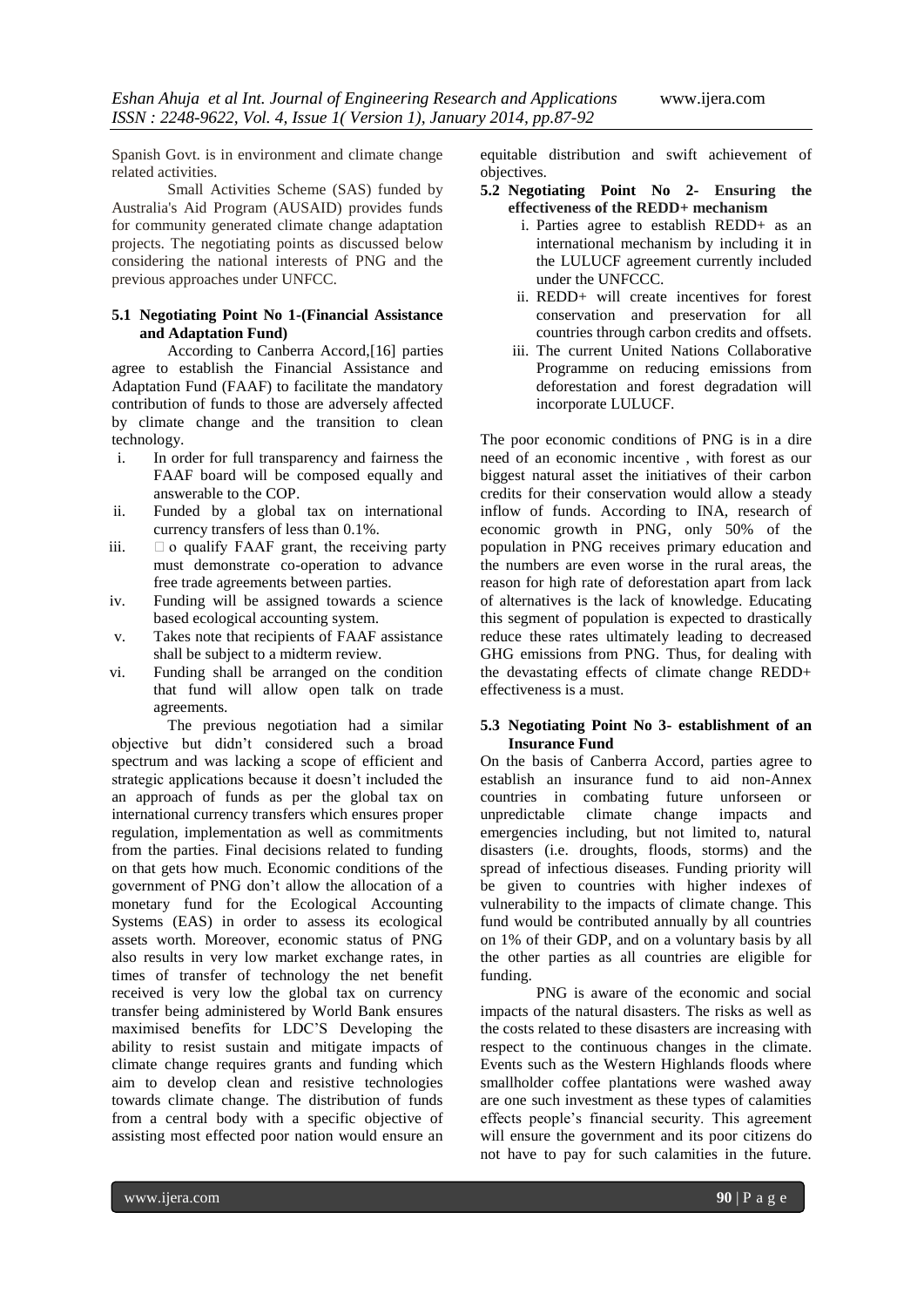Spanish Govt. is in environment and climate change related activities.

Small Activities Scheme (SAS) funded by Australia's Aid Program (AUSAID) provides funds for community generated climate change adaptation projects. The negotiating points as discussed below considering the national interests of PNG and the previous approaches under UNFCC.

### 5.1 Negotiating Point No 1-(Financial Assistance and Adaptation Fund)

According to Canberra Accord,[16] parties agree to establish the Financial Assistance and Adaptation Fund (FAAF) to facilitate the mandatory contribution of funds to those are adversely affected by climate change and the transition to clean technology.

i. In order for full transparency and fairness the FAAF board will be composed equally and answerable to the COP.
ii. Funded by a global tax on international currency transfers of less than 0.1%.
iii.  o qualify FAAF grant, the receiving party must demonstrate co-operation to advance free trade agreements between parties.
iv. Funding will be assigned towards a science based ecological accounting system.
v. Takes note that recipients of FAAF assistance shall be subject to a midterm review.
vi. Funding shall be arranged on the condition that fund will allow open talk on trade agreements.

The previous negotiation had a similar objective but didn't considered such a broad spectrum and was lacking a scope of efficient and strategic applications because it doesn't included the an approach of funds as per the global tax on international currency transfers which ensures proper regulation, implementation as well as commitments from the parties. Final decisions related to funding on that gets how much. Economic conditions of the government of PNG don't allow the allocation of a monetary fund for the Ecological Accounting Systems (EAS) in order to assess its ecological assets worth. Moreover, economic status of PNG also results in very low market exchange rates, in times of transfer of technology the net benefit received is very low the global tax on currency transfer being administered by World Bank ensures maximised benefits for LDC'S Developing the ability to resist sustain and mitigate impacts of climate change requires grants and funding which aim to develop clean and resistive technologies towards climate change. The distribution of funds from a central body with a specific objective of assisting most effected poor nation would ensure an equitable distribution and swift achievement of objectives.

### 5.2 Negotiating Point No 2- Ensuring the effectiveness of the REDD+ mechanism

i. Parties agree to establish REDD+ as an international mechanism by including it in the LULUCF agreement currently included under the UNFCCC.
ii. REDD+ will create incentives for forest conservation and preservation for all countries through carbon credits and offsets.
iii. The current United Nations Collaborative Programme on reducing emissions from deforestation and forest degradation will incorporate LULUCF.

The poor economic conditions of PNG is in a dire need of an economic incentive , with forest as our biggest natural asset the initiatives of their carbon credits for their conservation would allow a steady inflow of funds. According to INA, research of economic growth in PNG, only 50% of the population in PNG receives primary education and the numbers are even worse in the rural areas, the reason for high rate of deforestation apart from lack of alternatives is the lack of knowledge. Educating this segment of population is expected to drastically reduce these rates ultimately leading to decreased GHG emissions from PNG. Thus, for dealing with the devastating effects of climate change REDD+ effectiveness is a must.

### 5.3 Negotiating Point No 3- establishment of an Insurance Fund

On the basis of Canberra Accord, parties agree to establish an insurance fund to aid non-Annex countries in combating future unforseen or unpredictable climate change impacts and emergencies including, but not limited to, natural disasters (i.e. droughts, floods, storms) and the spread of infectious diseases. Funding priority will be given to countries with higher indexes of vulnerability to the impacts of climate change. This fund would be contributed annually by all countries on 1% of their GDP, and on a voluntary basis by all the other parties as all countries are eligible for funding.

PNG is aware of the economic and social impacts of the natural disasters. The risks as well as the costs related to these disasters are increasing with respect to the continuous changes in the climate. Events such as the Western Highlands floods where smallholder coffee plantations were washed away are one such investment as these types of calamities effects people's financial security. This agreement will ensure the government and its poor citizens do not have to pay for such calamities in the future.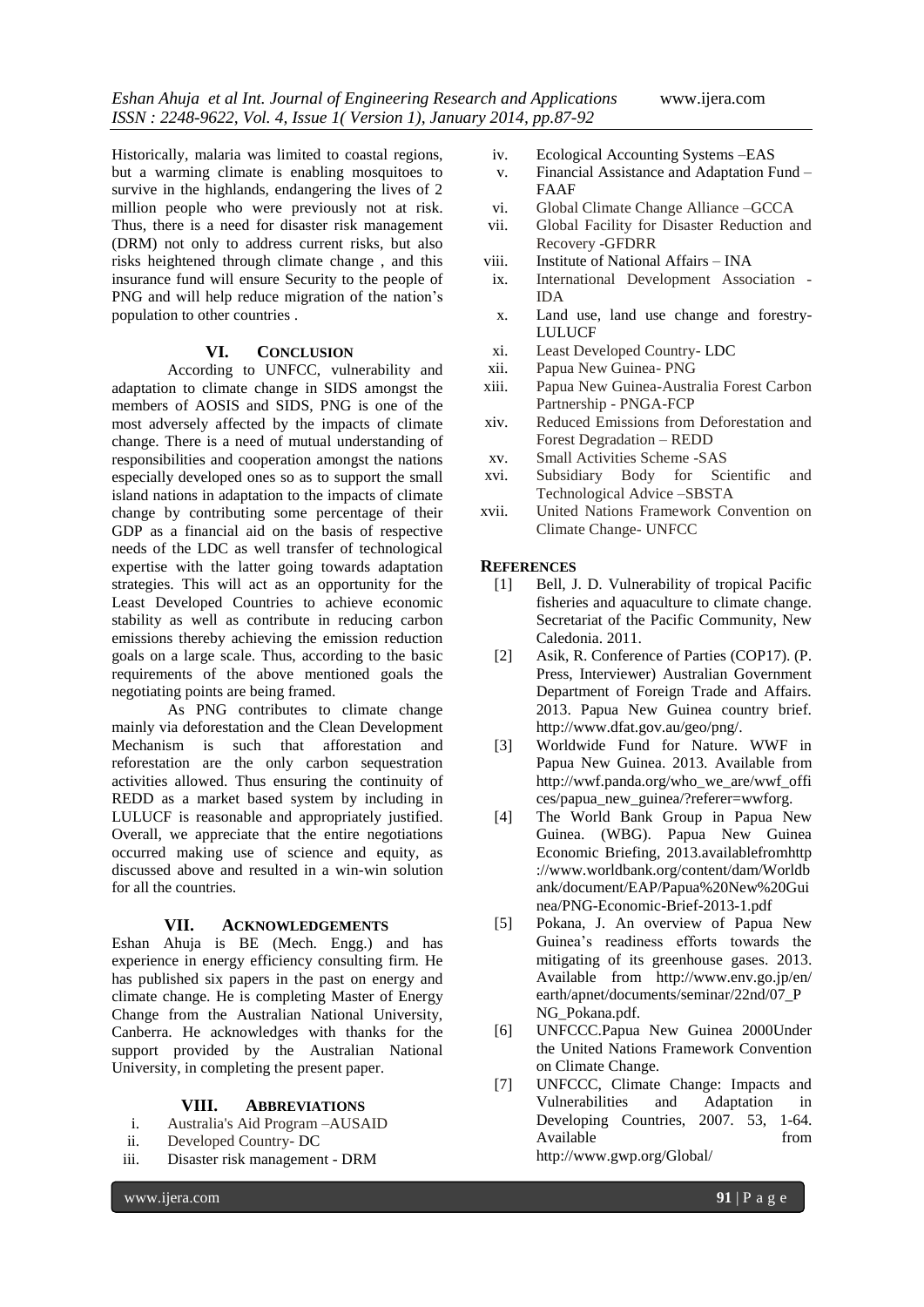Historically, malaria was limited to coastal regions, but a warming climate is enabling mosquitoes to survive in the highlands, endangering the lives of 2 million people who were previously not at risk. Thus, there is a need for disaster risk management (DRM) not only to address current risks, but also risks heightened through climate change , and this insurance fund will ensure Security to the people of PNG and will help reduce migration of the nation's population to other countries .

## VI. Conclusion

According to UNFCC, vulnerability and adaptation to climate change in SIDS amongst the members of AOSIS and SIDS, PNG is one of the most adversely affected by the impacts of climate change. There is a need of mutual understanding of responsibilities and cooperation amongst the nations especially developed ones so as to support the small island nations in adaptation to the impacts of climate change by contributing some percentage of their GDP as a financial aid on the basis of respective needs of the LDC as well transfer of technological expertise with the latter going towards adaptation strategies. This will act as an opportunity for the Least Developed Countries to achieve economic stability as well as contribute in reducing carbon emissions thereby achieving the emission reduction goals on a large scale. Thus, according to the basic requirements of the above mentioned goals the negotiating points are being framed.

As PNG contributes to climate change mainly via deforestation and the Clean Development Mechanism is such that afforestation and reforestation are the only carbon sequestration activities allowed. Thus ensuring the continuity of REDD as a market based system by including in LULUCF is reasonable and appropriately justified. Overall, we appreciate that the entire negotiations occurred making use of science and equity, as discussed above and resulted in a win-win solution for all the countries.

## VII. Acknowledgements

Eshan Ahuja is BE (Mech. Engg.) and has experience in energy efficiency consulting firm. He has published six papers in the past on energy and climate change. He is completing Master of Energy Change from the Australian National University, Canberra. He acknowledges with thanks for the support provided by the Australian National University, in completing the present paper.

## VIII. Abbreviations

i. Australia's Aid Program –AUSAID
ii. Developed Country- DC
iii. Disaster risk management - DRM
iv. Ecological Accounting Systems –EAS
v. Financial Assistance and Adaptation Fund – FAAF
vi. Global Climate Change Alliance –GCCA
vii. Global Facility for Disaster Reduction and Recovery -GFDRR
viii. Institute of National Affairs – INA
ix. International Development Association - IDA
x. Land use, land use change and forestry- LULUCF
xi. Least Developed Country- LDC
xii. Papua New Guinea- PNG
xiii. Papua New Guinea-Australia Forest Carbon Partnership - PNGA-FCP
xiv. Reduced Emissions from Deforestation and Forest Degradation – REDD
xv. Small Activities Scheme -SAS
xvi. Subsidiary Body for Scientific and Technological Advice –SBSTA
xvii. United Nations Framework Convention on Climate Change- UNFCC

## References

[1] Bell, J. D. Vulnerability of tropical Pacific fisheries and aquaculture to climate change. Secretariat of the Pacific Community, New Caledonia. 2011.

[2] Asik, R. Conference of Parties (COP17). (P. Press, Interviewer) Australian Government Department of Foreign Trade and Affairs. 2013. Papua New Guinea country brief. http://www.dfat.gov.au/geo/png/.

[3] Worldwide Fund for Nature. WWF in Papua New Guinea. 2013. Available from http://wwf.panda.org/who_we_are/wwf_offices/papua_new_guinea/?referer=wwforg.

[4] The World Bank Group in Papua New Guinea. (WBG). Papua New Guinea Economic Briefing, 2013.availablefromhttp://www.worldbank.org/content/dam/Worldbank/document/EAP/Papua%20New%20Guinea/PNG-Economic-Brief-2013-1.pdf

[5] Pokana, J. An overview of Papua New Guinea's readiness efforts towards the mitigating of its greenhouse gases. 2013. Available from http://www.env.go.jp/en/earth/apnet/documents/seminar/22nd/07_PNG_Pokana.pdf.

[6] UNFCCC.Papua New Guinea 2000Under the United Nations Framework Convention on Climate Change.

[7] UNFCCC, Climate Change: Impacts and Vulnerabilities and Adaptation in Developing Countries, 2007. 53, 1-64. Available from http://www.gwp.org/Global/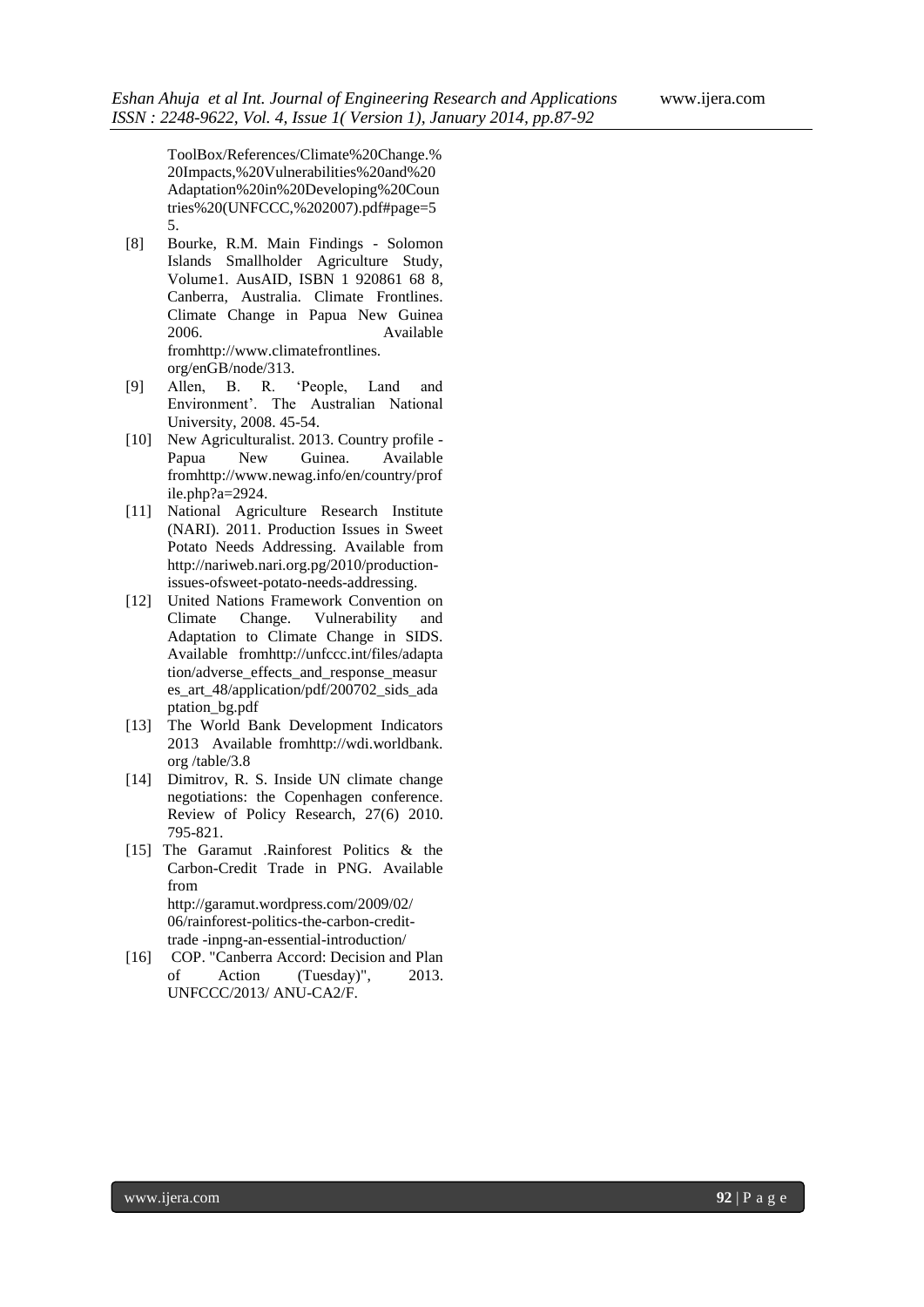ToolBox/References/Climate%20Change.%20Impacts,%20Vulnerabilities%20and%20Adaptation%20in%20Developing%20Countries%20(UNFCCC,%202007).pdf#page=55.

[8] Bourke, R.M. Main Findings - Solomon Islands Smallholder Agriculture Study, Volume1. AusAID, ISBN 1 920861 68 8, Canberra, Australia. Climate Frontlines. Climate Change in Papua New Guinea 2006. Available fromhttp://www.climatefrontlines.org/enGB/node/313.

[9] Allen, B. R. 'People, Land and Environment'. The Australian National University, 2008. 45-54.

[10] New Agriculturalist. 2013. Country profile - Papua New Guinea. Available fromhttp://www.newag.info/en/country/profile.php?a=2924.

[11] National Agriculture Research Institute (NARI). 2011. Production Issues in Sweet Potato Needs Addressing. Available from http://nariweb.nari.org.pg/2010/production-issues-ofsweet-potato-needs-addressing.

[12] United Nations Framework Convention on Climate Change. Vulnerability and Adaptation to Climate Change in SIDS. Available fromhttp://unfccc.int/files/adaptation/adverse_effects_and_response_measures_art_48/application/pdf/200702_sids_adaptation_bg.pdf

[13] The World Bank Development Indicators 2013 Available fromhttp://wdi.worldbank.org /table/3.8

[14] Dimitrov, R. S. Inside UN climate change negotiations: the Copenhagen conference. Review of Policy Research, 27(6) 2010. 795-821.

[15] The Garamut .Rainforest Politics & the Carbon-Credit Trade in PNG. Available from http://garamut.wordpress.com/2009/02/06/rainforest-politics-the-carbon-credit-trade -inpng-an-essential-introduction/

[16] COP. "Canberra Accord: Decision and Plan of Action (Tuesday)", 2013. UNFCCC/2013/ ANU-CA2/F.